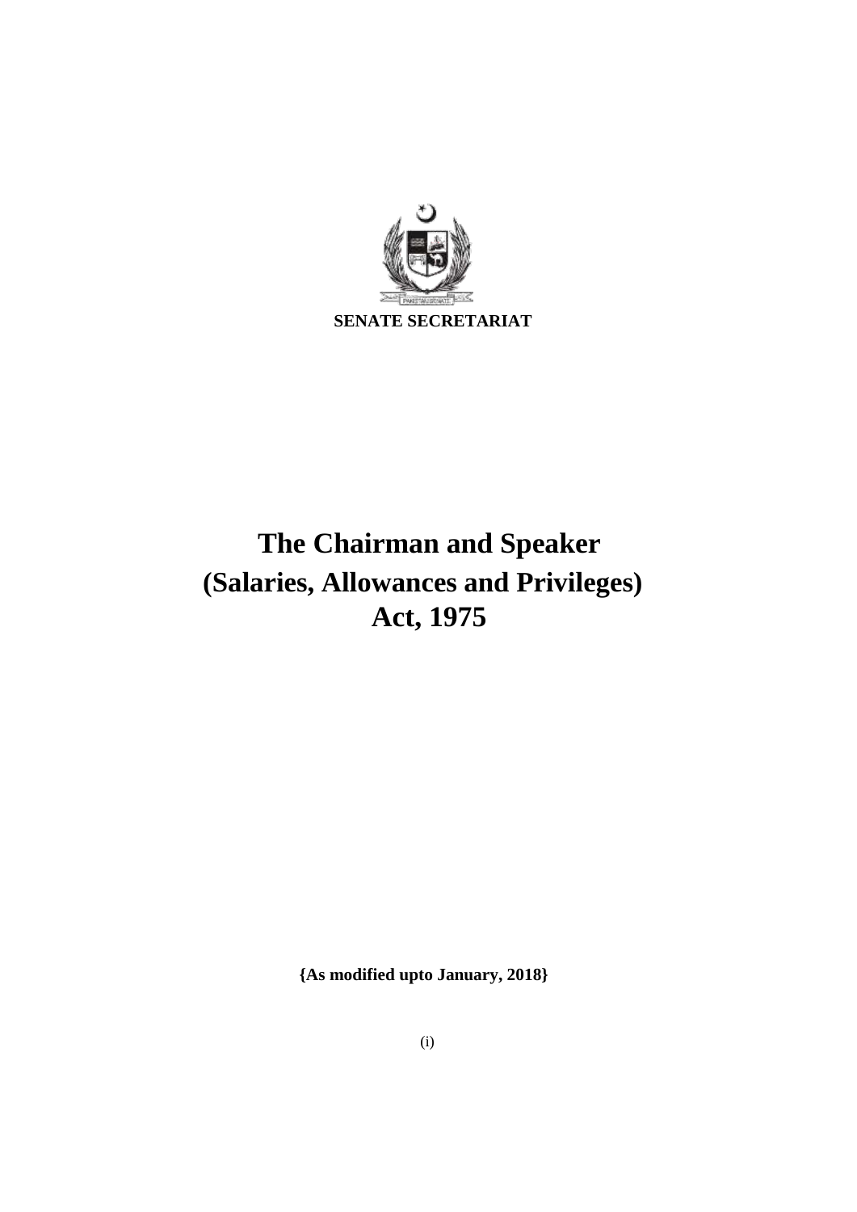**SENATE SECRETARIAT**

# The Chairman and Speaker (Salaries, Allowances and Privileges) Act, 1975

**{As modified upto January, 2018}**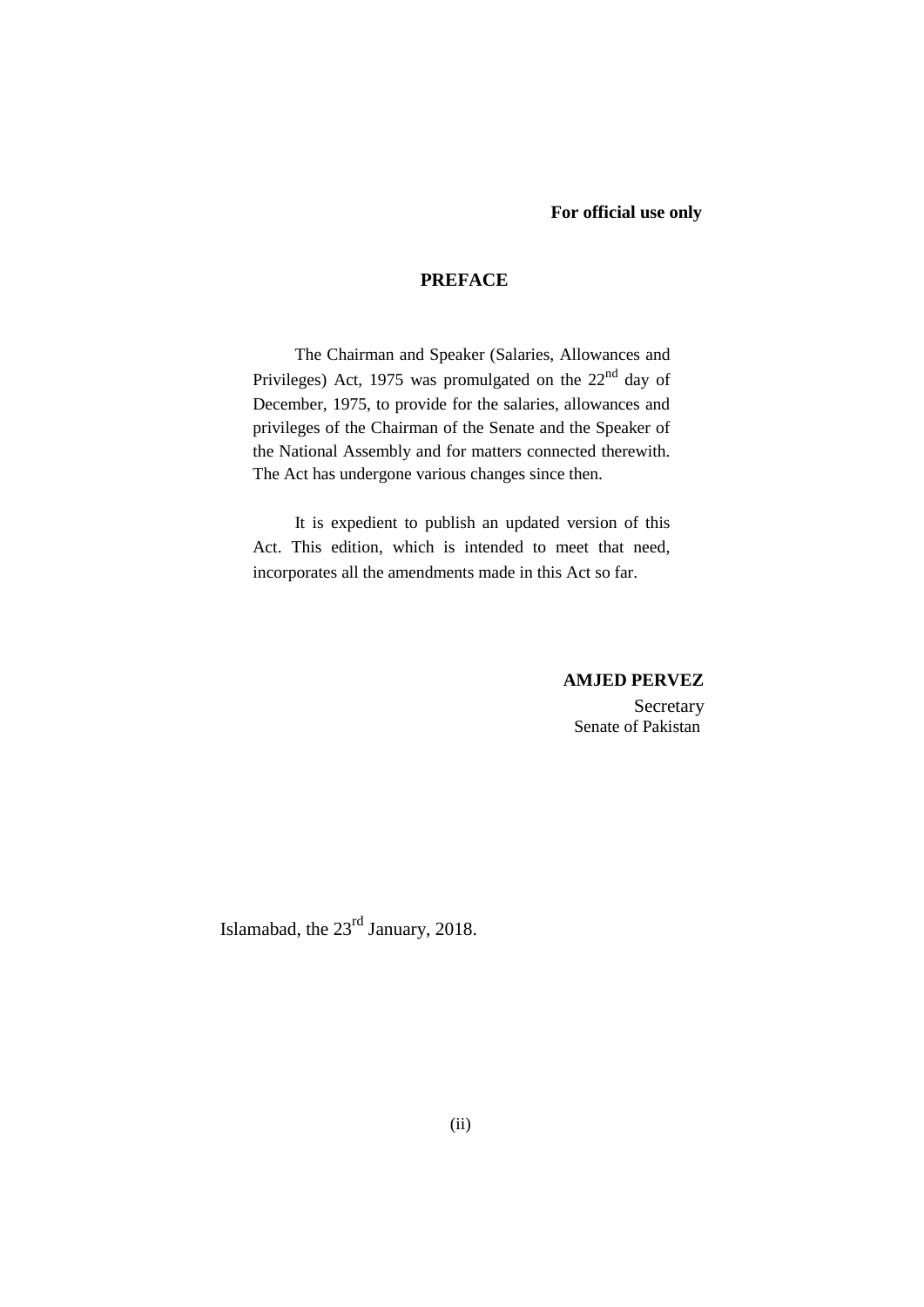**For official use only**

## PREFACE

The Chairman and Speaker (Salaries, Allowances and Privileges) Act, 1975 was promulgated on the 22nd day of December, 1975, to provide for the salaries, allowances and privileges of the Chairman of the Senate and the Speaker of the National Assembly and for matters connected therewith. The Act has undergone various changes since then.

It is expedient to publish an updated version of this Act. This edition, which is intended to meet that need, incorporates all the amendments made in this Act so far.

**AMJED PERVEZ**
Secretary
Senate of Pakistan

Islamabad, the 23rd January, 2018.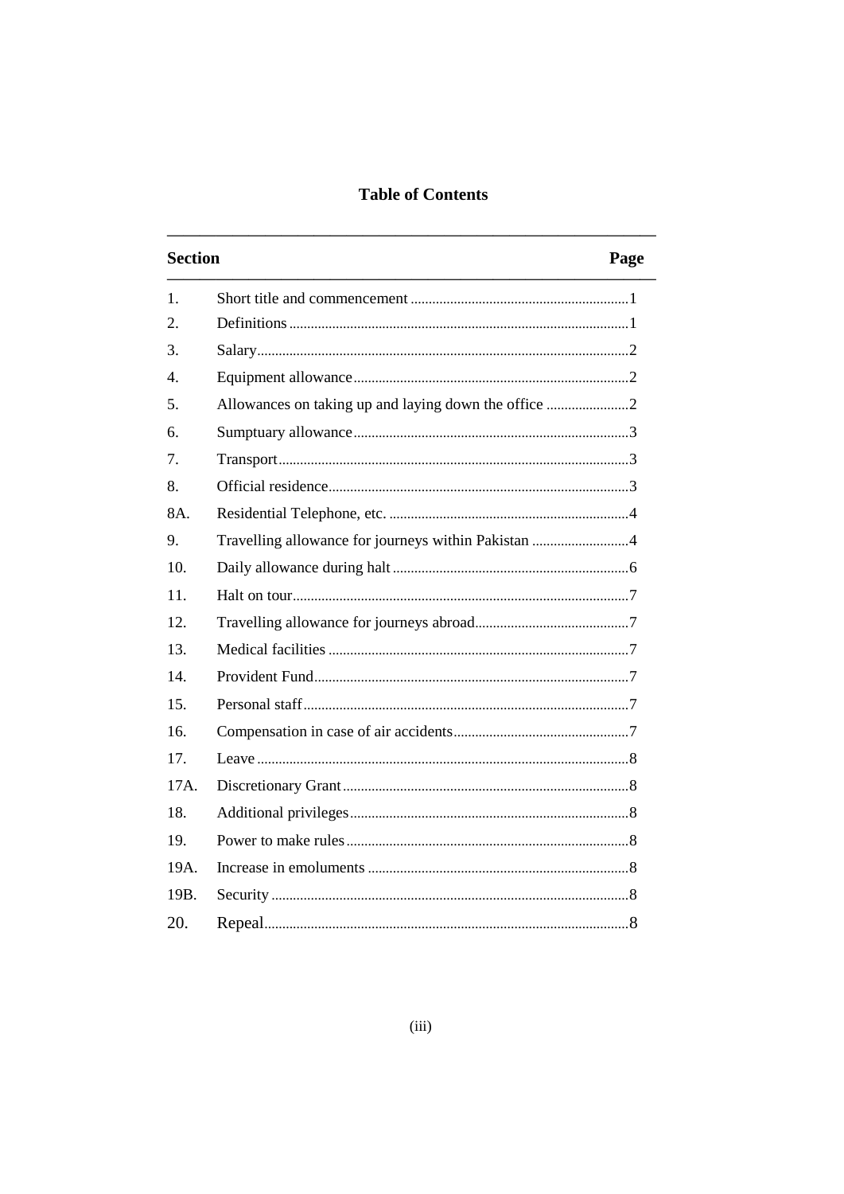# Table of Contents

| Section | | Page |
|---|---|---|
| 1. | Short title and commencement | 1 |
| 2. | Definitions | 1 |
| 3. | Salary | 2 |
| 4. | Equipment allowance | 2 |
| 5. | Allowances on taking up and laying down the office | 2 |
| 6. | Sumptuary allowance | 3 |
| 7. | Transport | 3 |
| 8. | Official residence | 3 |
| 8A. | Residential Telephone, etc. | 4 |
| 9. | Travelling allowance for journeys within Pakistan | 4 |
| 10. | Daily allowance during halt | 6 |
| 11. | Halt on tour | 7 |
| 12. | Travelling allowance for journeys abroad | 7 |
| 13. | Medical facilities | 7 |
| 14. | Provident Fund | 7 |
| 15. | Personal staff | 7 |
| 16. | Compensation in case of air accidents | 7 |
| 17. | Leave | 8 |
| 17A. | Discretionary Grant | 8 |
| 18. | Additional privileges | 8 |
| 19. | Power to make rules | 8 |
| 19A. | Increase in emoluments | 8 |
| 19B. | Security | 8 |
| 20. | Repeal | 8 |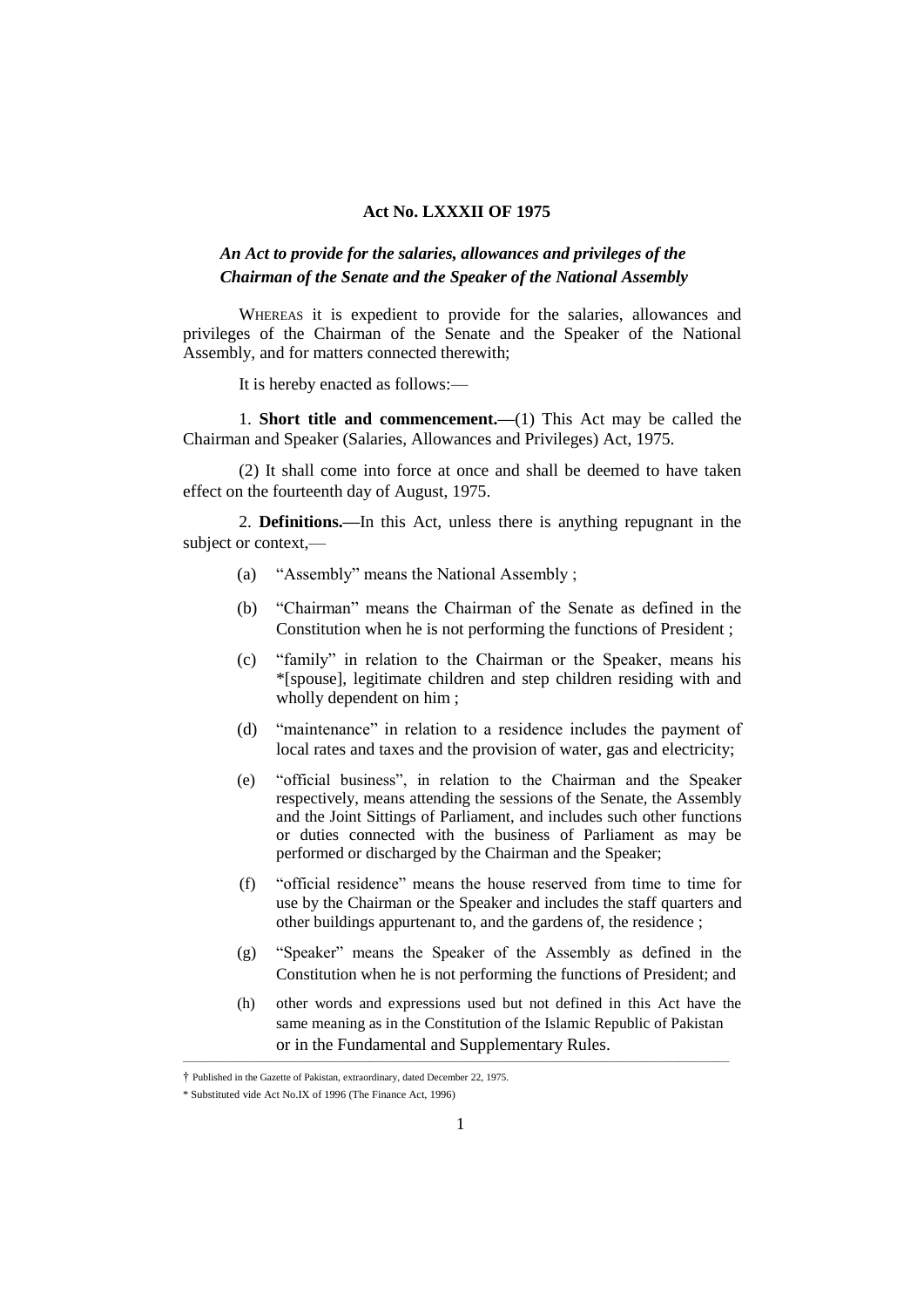**Act No. LXXXII OF 1975**

***An Act to provide for the salaries, allowances and privileges of the Chairman of the Senate and the Speaker of the National Assembly***

WHEREAS it is expedient to provide for the salaries, allowances and privileges of the Chairman of the Senate and the Speaker of the National Assembly, and for matters connected therewith;

It is hereby enacted as follows:—

1. **Short title and commencement.—**(1) This Act may be called the Chairman and Speaker (Salaries, Allowances and Privileges) Act, 1975.

(2) It shall come into force at once and shall be deemed to have taken effect on the fourteenth day of August, 1975.

2. **Definitions.—**In this Act, unless there is anything repugnant in the subject or context,—

(a) "Assembly" means the National Assembly ;

(b) "Chairman" means the Chairman of the Senate as defined in the Constitution when he is not performing the functions of President ;

(c) "family" in relation to the Chairman or the Speaker, means his *[spouse], legitimate children and step children residing with and wholly dependent on him ;

(d) "maintenance" in relation to a residence includes the payment of local rates and taxes and the provision of water, gas and electricity;

(e) "official business", in relation to the Chairman and the Speaker respectively, means attending the sessions of the Senate, the Assembly and the Joint Sittings of Parliament, and includes such other functions or duties connected with the business of Parliament as may be performed or discharged by the Chairman and the Speaker;

(f) "official residence" means the house reserved from time to time for use by the Chairman or the Speaker and includes the staff quarters and other buildings appurtenant to, and the gardens of, the residence ;

(g) "Speaker" means the Speaker of the Assembly as defined in the Constitution when he is not performing the functions of President; and

(h) other words and expressions used but not defined in this Act have the same meaning as in the Constitution of the Islamic Republic of Pakistan or in the Fundamental and Supplementary Rules.

---

† Published in the Gazette of Pakistan, extraordinary, dated December 22, 1975.

* Substituted vide Act No.IX of 1996 (The Finance Act, 1996)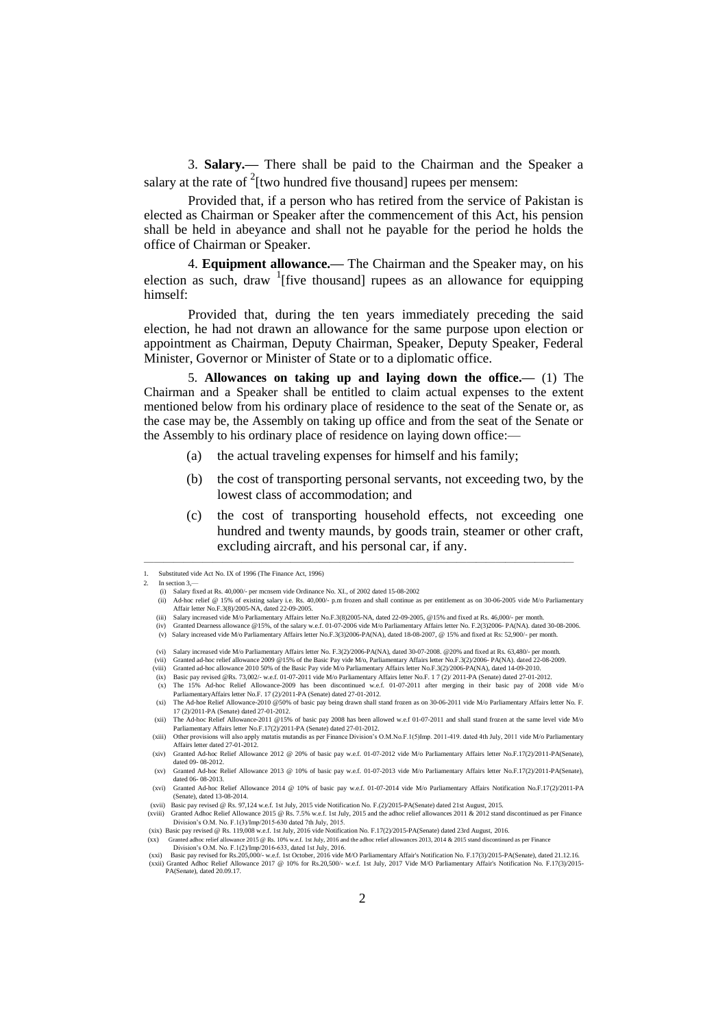3. **Salary.—** There shall be paid to the Chairman and the Speaker a salary at the rate of [2][two hundred five thousand] rupees per mensem:

Provided that, if a person who has retired from the service of Pakistan is elected as Chairman or Speaker after the commencement of this Act, his pension shall be held in abeyance and shall not he payable for the period he holds the office of Chairman or Speaker.

4. **Equipment allowance.—** The Chairman and the Speaker may, on his election as such, draw [1][five thousand] rupees as an allowance for equipping himself:

Provided that, during the ten years immediately preceding the said election, he had not drawn an allowance for the same purpose upon election or appointment as Chairman, Deputy Chairman, Speaker, Deputy Speaker, Federal Minister, Governor or Minister of State or to a diplomatic office.

5. **Allowances on taking up and laying down the office.—** (1) The Chairman and a Speaker shall be entitled to claim actual expenses to the extent mentioned below from his ordinary place of residence to the seat of the Senate or, as the case may be, the Assembly on taking up office and from the seat of the Senate or the Assembly to his ordinary place of residence on laying down office:—

(a) the actual traveling expenses for himself and his family;

(b) the cost of transporting personal servants, not exceeding two, by the lowest class of accommodation; and

(c) the cost of transporting household effects, not exceeding one hundred and twenty maunds, by goods train, steamer or other craft, excluding aircraft, and his personal car, if any.

---

1. Substituted vide Act No. IX of 1996 (The Finance Act, 1996)
2. In section 3,—
   (i) Salary fixed at Rs. 40,000/- per mensem vide Ordinance No. XI, of 2002 dated 15-08-2002
   (ii) Ad-hoc relief @ 15% of existing salary i.e. Rs. 40,000/- p.m frozen and shall continue as per entitlement as on 30-06-2005 vide M/o Parliamentary Affair letter No.F.3(8)/2005-NA, dated 22-09-2005.
   (iii) Salary increased vide M/o Parliamentary Affairs letter No.F.3(8)2005-NA, dated 22-09-2005, @15% and fixed at Rs. 46,000/- per month.
   (iv) Granted Dearness allowance @15%, of the salary w.e.f. 01-07-2006 vide M/o Parliamentary Affairs letter No. F.2(3)2006- PA(NA). dated 30-08-2006.
   (v) Salary increased vide M/o Parliamentary Affairs letter No.F.3(3)2006-PA(NA), dated 18-08-2007, @ 15% and fixed at Rs: 52,900/- per month.
   (vi) Salary increased vide M/o Parliamentary Affairs letter No. F.3(2)/2006-PA(NA), dated 30-07-2008. @20% and fixed at Rs. 63,480/- per month.
   (vii) Granted ad-hoc relief allowance 2009 @15% of the Basic Pay vide M/o, Parliamentary Affairs letter No.F.3(2)/2006- PA(NA). dated 22-08-2009.
   (viii) Granted ad-hoc allowance 2010 50% of the Basic Pay vide M/o Parliamentary Affairs letter No.F.3(2)/2006-PA(NA), dated 14-09-2010.
   (ix) Basic pay revised @Rs. 73,002/- w.e.f. 01-07-2011 vide M/o Parliamentary Affairs letter No.F. 1 7 (2)/ 2011-PA (Senate) dated 27-01-2012.
   (x) The 15% Ad-hoc Relief Allowance-2009 has been discontinued w.e.f. 01-07-2011 after merging in their basic pay of 2008 vide M/o ParliamentaryAffairs letter No.F. 17 (2)/2011-PA (Senate) dated 27-01-2012.
   (xi) The Ad-hoc Relief Allowance-2010 @50% of basic pay being drawn shall stand frozen as on 30-06-2011 vide M/o Parliamentary Affairs letter No. F. 17 (2)/2011-PA (Senate) dated 27-01-2012.
   (xii) The Ad-hoc Relief Allowance-2011 @15% of basic pay 2008 has been allowed w.e.f 01-07-2011 and shall stand frozen at the same level vide M/o Parliamentary Affairs letter No.F.17(2)/2011-PA (Senate) dated 27-01-2012.
   (xiii) Other provisions will also apply matatis mutandis as per Finance Division's O.M.No.F.1(5)Imp. 2011-419. dated 4th July, 2011 vide M/o Parliamentary Affairs letter dated 27-01-2012.
   (xiv) Granted Ad-hoc Relief Allowance 2012 @ 20% of basic pay w.e.f. 01-07-2012 vide M/o Parliamentary Affairs letter No.F.17(2)/2011-PA(Senate), dated 09- 08-2012.
   (xv) Granted Ad-hoc Relief Allowance 2013 @ 10% of basic pay w.e.f. 01-07-2013 vide M/o Parliamentary Affairs letter No.F.17(2)/2011-PA(Senate), dated 06- 08-2013.
   (xvi) Granted Ad-hoc Relief Allowance 2014 @ 10% of basic pay w.e.f. 01-07-2014 vide M/o Parliamentary Affairs Notification No.F.17(2)/2011-PA (Senate), dated 13-08-2014.
   (xvii) Basic pay revised @ Rs. 97,124 w.e.f. 1st July, 2015 vide Notification No. F.(2)/2015-PA(Senate) dated 21st August, 2015.
   (xviii) Granted Adhoc Relief Allowance 2015 @ Rs. 7.5% w.e.f. 1st July, 2015 and the adhoc relief allowances 2011 & 2012 stand discontinued as per Finance Division's O.M. No. F.1(3)/Imp/2015-630 dated 7th July, 2015.
   (xix) Basic pay revised @ Rs. 119,008 w.e.f. 1st July, 2016 vide Notification No. F.17(2)/2015-PA(Senate) dated 23rd August, 2016.
   (xx) Granted adhoc relief allowance 2015 @ Rs. 10% w.e.f. 1st July, 2016 and the adhoc relief allowances 2013, 2014 & 2015 stand discontinued as per Finance Division's O.M. No. F.1(2)/Imp/2016-633, dated 1st July, 2016.
   (xxi) Basic pay revised for Rs.205,000/- w.e.f. 1st October, 2016 vide M/O Parliamentary Affair's Notification No. F.17(3)/2015-PA(Senate), dated 21.12.16.
   (xxii) Granted Adhoc Relief Allowance 2017 @ 10% for Rs.20,500/- w.e.f. 1st July, 2017 Vide M/O Parliamentary Affair's Notification No. F.17(3)/2015-PA(Senate), dated 20.09.17.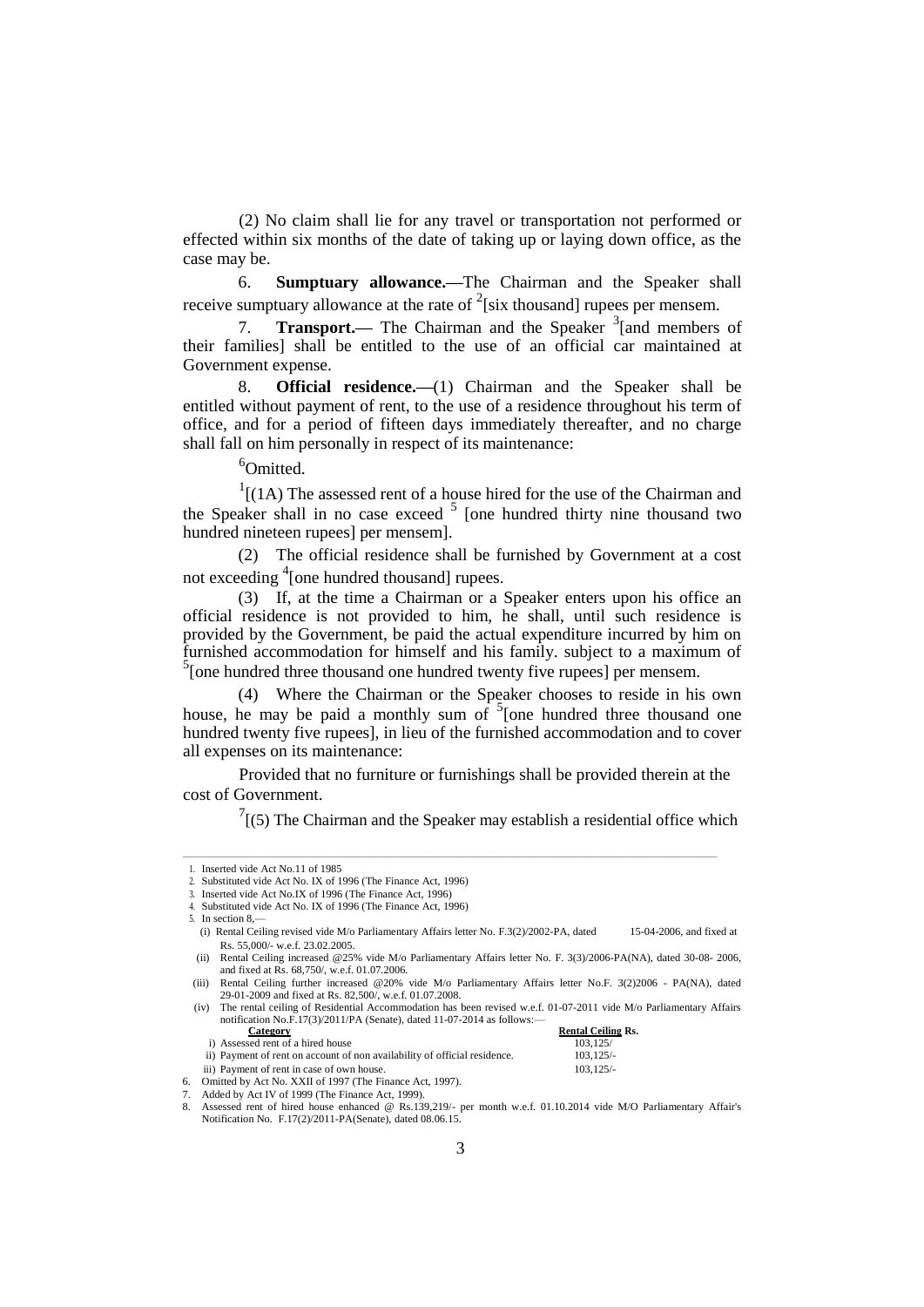(2) No claim shall lie for any travel or transportation not performed or effected within six months of the date of taking up or laying down office, as the case may be.

6. **Sumptuary allowance.—**The Chairman and the Speaker shall receive sumptuary allowance at the rate of [2][six thousand] rupees per mensem.

7. **Transport.—** The Chairman and the Speaker [3][and members of their families] shall be entitled to the use of an official car maintained at Government expense.

8. **Official residence.—**(1) Chairman and the Speaker shall be entitled without payment of rent, to the use of a residence throughout his term of office, and for a period of fifteen days immediately thereafter, and no charge shall fall on him personally in respect of its maintenance:

[6]Omitted.

[1][(1A) The assessed rent of a house hired for the use of the Chairman and the Speaker shall in no case exceed [5] [one hundred thirty nine thousand two hundred nineteen rupees] per mensem].

(2) The official residence shall be furnished by Government at a cost not exceeding [4][one hundred thousand] rupees.

(3) If, at the time a Chairman or a Speaker enters upon his office an official residence is not provided to him, he shall, until such residence is provided by the Government, be paid the actual expenditure incurred by him on furnished accommodation for himself and his family. subject to a maximum of [5][one hundred three thousand one hundred twenty five rupees] per mensem.

(4) Where the Chairman or the Speaker chooses to reside in his own house, he may be paid a monthly sum of [5][one hundred three thousand one hundred twenty five rupees], in lieu of the furnished accommodation and to cover all expenses on its maintenance:

Provided that no furniture or furnishings shall be provided therein at the cost of Government.

[7][(5) The Chairman and the Speaker may establish a residential office which

---

1. Inserted vide Act No.11 of 1985
2. Substituted vide Act No. IX of 1996 (The Finance Act, 1996)
3. Inserted vide Act No.IX of 1996 (The Finance Act, 1996)
4. Substituted vide Act No. IX of 1996 (The Finance Act, 1996)
5. In section 8,—
   (i) Rental Ceiling revised vide M/o Parliamentary Affairs letter No. F.3(2)/2002-PA, dated 15-04-2006, and fixed at Rs. 55,000/- w.e.f. 23.02.2005.
   (ii) Rental Ceiling increased @25% vide M/o Parliamentary Affairs letter No. F. 3(3)/2006-PA(NA), dated 30-08- 2006, and fixed at Rs. 68,750/, w.e.f. 01.07.2006.
   (iii) Rental Ceiling further increased @20% vide M/o Parliamentary Affairs letter No.F. 3(2)2006 - PA(NA), dated 29-01-2009 and fixed at Rs. 82,500/, w.e.f. 01.07.2008.
   (iv) The rental ceiling of Residential Accommodation has been revised w.e.f. 01-07-2011 vide M/o Parliamentary Affairs notification No.F.17(3)/2011/PA (Senate), dated 11-07-2014 as follows:—

| Category | Rental Ceiling Rs. |
|---|---|
| i) Assessed rent of a hired house | 103,125/ |
| ii) Payment of rent on account of non availability of official residence. | 103,125/- |
| iii) Payment of rent in case of own house. | 103,125/- |

6. Omitted by Act No. XXII of 1997 (The Finance Act, 1997).
7. Added by Act IV of 1999 (The Finance Act, 1999).
8. Assessed rent of hired house enhanced @ Rs.139,219/- per month w.e.f. 01.10.2014 vide M/O Parliamentary Affair's Notification No. F.17(2)/2011-PA(Senate), dated 08.06.15.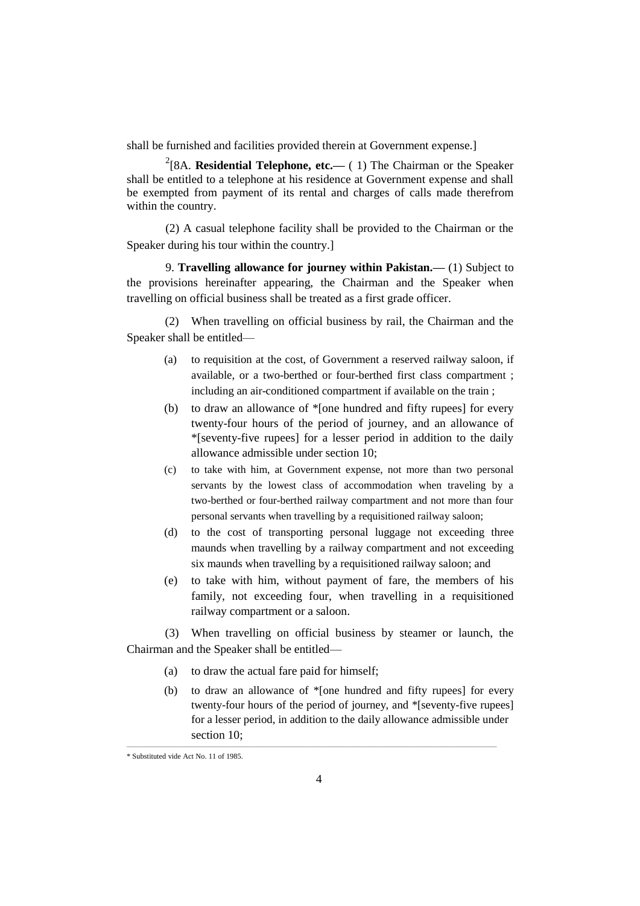shall be furnished and facilities provided therein at Government expense.]

[2][8A. **Residential Telephone, etc.—** ( 1) The Chairman or the Speaker shall be entitled to a telephone at his residence at Government expense and shall be exempted from payment of its rental and charges of calls made therefrom within the country.

(2) A casual telephone facility shall be provided to the Chairman or the Speaker during his tour within the country.]

9. **Travelling allowance for journey within Pakistan.—** (1) Subject to the provisions hereinafter appearing, the Chairman and the Speaker when travelling on official business shall be treated as a first grade officer.

(2) When travelling on official business by rail, the Chairman and the Speaker shall be entitled—

- (a) to requisition at the cost, of Government a reserved railway saloon, if available, or a two-berthed or four-berthed first class compartment ; including an air-conditioned compartment if available on the train ;
- (b) to draw an allowance of *[one hundred and fifty rupees] for every twenty-four hours of the period of journey, and an allowance of *[seventy-five rupees] for a lesser period in addition to the daily allowance admissible under section 10;
- (c) to take with him, at Government expense, not more than two personal servants by the lowest class of accommodation when traveling by a two-berthed or four-berthed railway compartment and not more than four personal servants when travelling by a requisitioned railway saloon;
- (d) to the cost of transporting personal luggage not exceeding three maunds when travelling by a railway compartment and not exceeding six maunds when travelling by a requisitioned railway saloon; and
- (e) to take with him, without payment of fare, the members of his family, not exceeding four, when travelling in a requisitioned railway compartment or a saloon.

(3) When travelling on official business by steamer or launch, the Chairman and the Speaker shall be entitled—

- (a) to draw the actual fare paid for himself;
- (b) to draw an allowance of *[one hundred and fifty rupees] for every twenty-four hours of the period of journey, and *[seventy-five rupees] for a lesser period, in addition to the daily allowance admissible under section 10;

* Substituted vide Act No. 11 of 1985.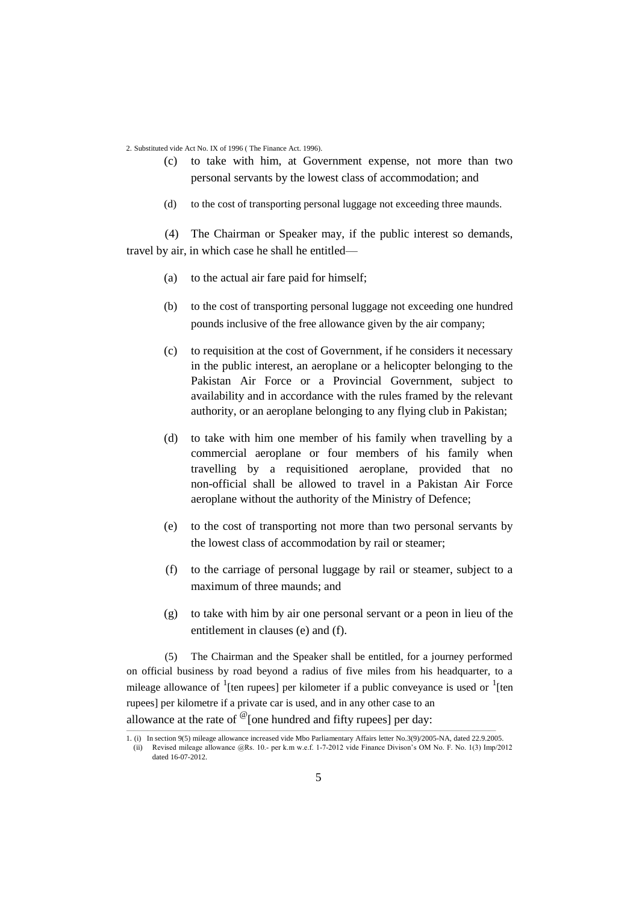2. Substituted vide Act No. IX of 1996 ( The Finance Act. 1996).

(c) to take with him, at Government expense, not more than two personal servants by the lowest class of accommodation; and

(d) to the cost of transporting personal luggage not exceeding three maunds.

(4) The Chairman or Speaker may, if the public interest so demands, travel by air, in which case he shall he entitled—

(a) to the actual air fare paid for himself;

(b) to the cost of transporting personal luggage not exceeding one hundred pounds inclusive of the free allowance given by the air company;

(c) to requisition at the cost of Government, if he considers it necessary in the public interest, an aeroplane or a helicopter belonging to the Pakistan Air Force or a Provincial Government, subject to availability and in accordance with the rules framed by the relevant authority, or an aeroplane belonging to any flying club in Pakistan;

(d) to take with him one member of his family when travelling by a commercial aeroplane or four members of his family when travelling by a requisitioned aeroplane, provided that no non-official shall be allowed to travel in a Pakistan Air Force aeroplane without the authority of the Ministry of Defence;

(e) to the cost of transporting not more than two personal servants by the lowest class of accommodation by rail or steamer;

(f) to the carriage of personal luggage by rail or steamer, subject to a maximum of three maunds; and

(g) to take with him by air one personal servant or a peon in lieu of the entitlement in clauses (e) and (f).

(5) The Chairman and the Speaker shall be entitled, for a journey performed on official business by road beyond a radius of five miles from his headquarter, to a mileage allowance of [1][ten rupees] per kilometer if a public conveyance is used or [1][ten rupees] per kilometre if a private car is used, and in any other case to an allowance at the rate of [@][one hundred and fifty rupees] per day:

1. (i) In section 9(5) mileage allowance increased vide Mbo Parliamentary Affairs letter No.3(9)/2005-NA, dated 22.9.2005.
(ii) Revised mileage allowance @Rs. 10.- per k.m w.e.f. 1-7-2012 vide Finance Divison's OM No. F. No. 1(3) Imp/2012 dated 16-07-2012.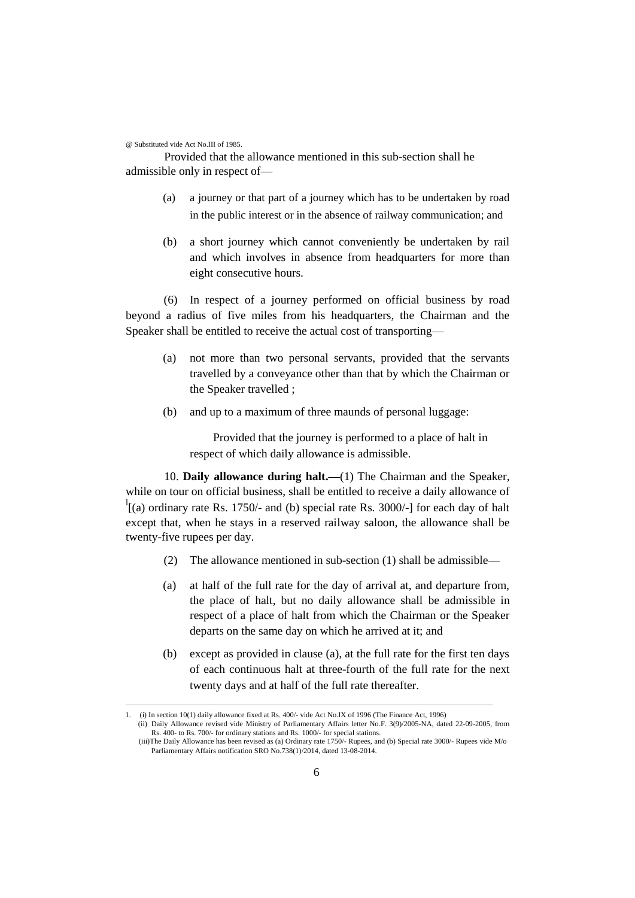@ Substituted vide Act No.III of 1985.

Provided that the allowance mentioned in this sub-section shall he admissible only in respect of—

(a) a journey or that part of a journey which has to be undertaken by road in the public interest or in the absence of railway communication; and

(b) a short journey which cannot conveniently be undertaken by rail and which involves in absence from headquarters for more than eight consecutive hours.

(6) In respect of a journey performed on official business by road beyond a radius of five miles from his headquarters, the Chairman and the Speaker shall be entitled to receive the actual cost of transporting—

(a) not more than two personal servants, provided that the servants travelled by a conveyance other than that by which the Chairman or the Speaker travelled ;

(b) and up to a maximum of three maunds of personal luggage:

Provided that the journey is performed to a place of halt in respect of which daily allowance is admissible.

10. **Daily allowance during halt.—**(1) The Chairman and the Speaker, while on tour on official business, shall be entitled to receive a daily allowance of [1][(a) ordinary rate Rs. 1750/- and (b) special rate Rs. 3000/-] for each day of halt except that, when he stays in a reserved railway saloon, the allowance shall be twenty-five rupees per day.

(2) The allowance mentioned in sub-section (1) shall be admissible—

(a) at half of the full rate for the day of arrival at, and departure from, the place of halt, but no daily allowance shall be admissible in respect of a place of halt from which the Chairman or the Speaker departs on the same day on which he arrived at it; and

(b) except as provided in clause (a), at the full rate for the first ten days of each continuous halt at three-fourth of the full rate for the next twenty days and at half of the full rate thereafter.

---

1. (i) In section 10(1) daily allowance fixed at Rs. 400/- vide Act No.IX of 1996 (The Finance Act, 1996)
   (ii) Daily Allowance revised vide Ministry of Parliamentary Affairs letter No.F. 3(9)/2005-NA, dated 22-09-2005, from Rs. 400- to Rs. 700/- for ordinary stations and Rs. 1000/- for special stations.
   (iii)The Daily Allowance has been revised as (a) Ordinary rate 1750/- Rupees, and (b) Special rate 3000/- Rupees vide M/o Parliamentary Affairs notification SRO No.738(1)/2014, dated 13-08-2014.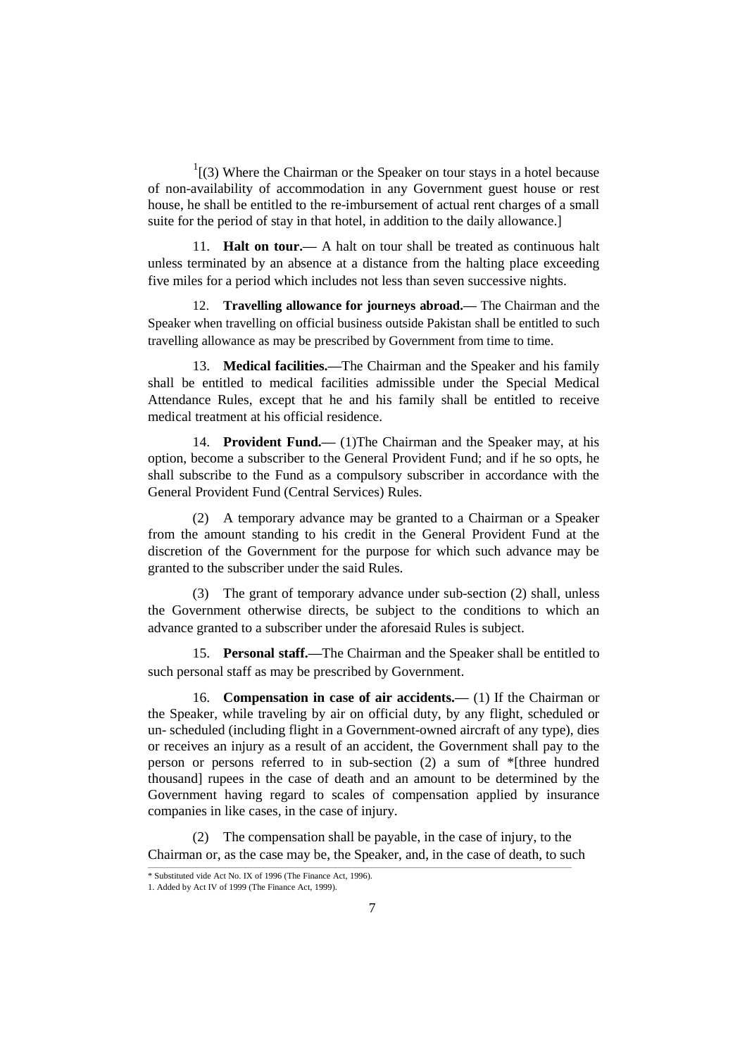[1][(3) Where the Chairman or the Speaker on tour stays in a hotel because of non-availability of accommodation in any Government guest house or rest house, he shall be entitled to the re-imbursement of actual rent charges of a small suite for the period of stay in that hotel, in addition to the daily allowance.]

11. **Halt on tour.—** A halt on tour shall be treated as continuous halt unless terminated by an absence at a distance from the halting place exceeding five miles for a period which includes not less than seven successive nights.

12. **Travelling allowance for journeys abroad.—** The Chairman and the Speaker when travelling on official business outside Pakistan shall be entitled to such travelling allowance as may be prescribed by Government from time to time.

13. **Medical facilities.—**The Chairman and the Speaker and his family shall be entitled to medical facilities admissible under the Special Medical Attendance Rules, except that he and his family shall be entitled to receive medical treatment at his official residence.

14. **Provident Fund.—** (1)The Chairman and the Speaker may, at his option, become a subscriber to the General Provident Fund; and if he so opts, he shall subscribe to the Fund as a compulsory subscriber in accordance with the General Provident Fund (Central Services) Rules.

(2) A temporary advance may be granted to a Chairman or a Speaker from the amount standing to his credit in the General Provident Fund at the discretion of the Government for the purpose for which such advance may be granted to the subscriber under the said Rules.

(3) The grant of temporary advance under sub-section (2) shall, unless the Government otherwise directs, be subject to the conditions to which an advance granted to a subscriber under the aforesaid Rules is subject.

15. **Personal staff.—**The Chairman and the Speaker shall be entitled to such personal staff as may be prescribed by Government.

16. **Compensation in case of air accidents.—** (1) If the Chairman or the Speaker, while traveling by air on official duty, by any flight, scheduled or un- scheduled (including flight in a Government-owned aircraft of any type), dies or receives an injury as a result of an accident, the Government shall pay to the person or persons referred to in sub-section (2) a sum of *[three hundred thousand] rupees in the case of death and an amount to be determined by the Government having regard to scales of compensation applied by insurance companies in like cases, in the case of injury.

(2) The compensation shall be payable, in the case of injury, to the Chairman or, as the case may be, the Speaker, and, in the case of death, to such

---

\* Substituted vide Act No. IX of 1996 (The Finance Act, 1996).

1. Added by Act IV of 1999 (The Finance Act, 1999).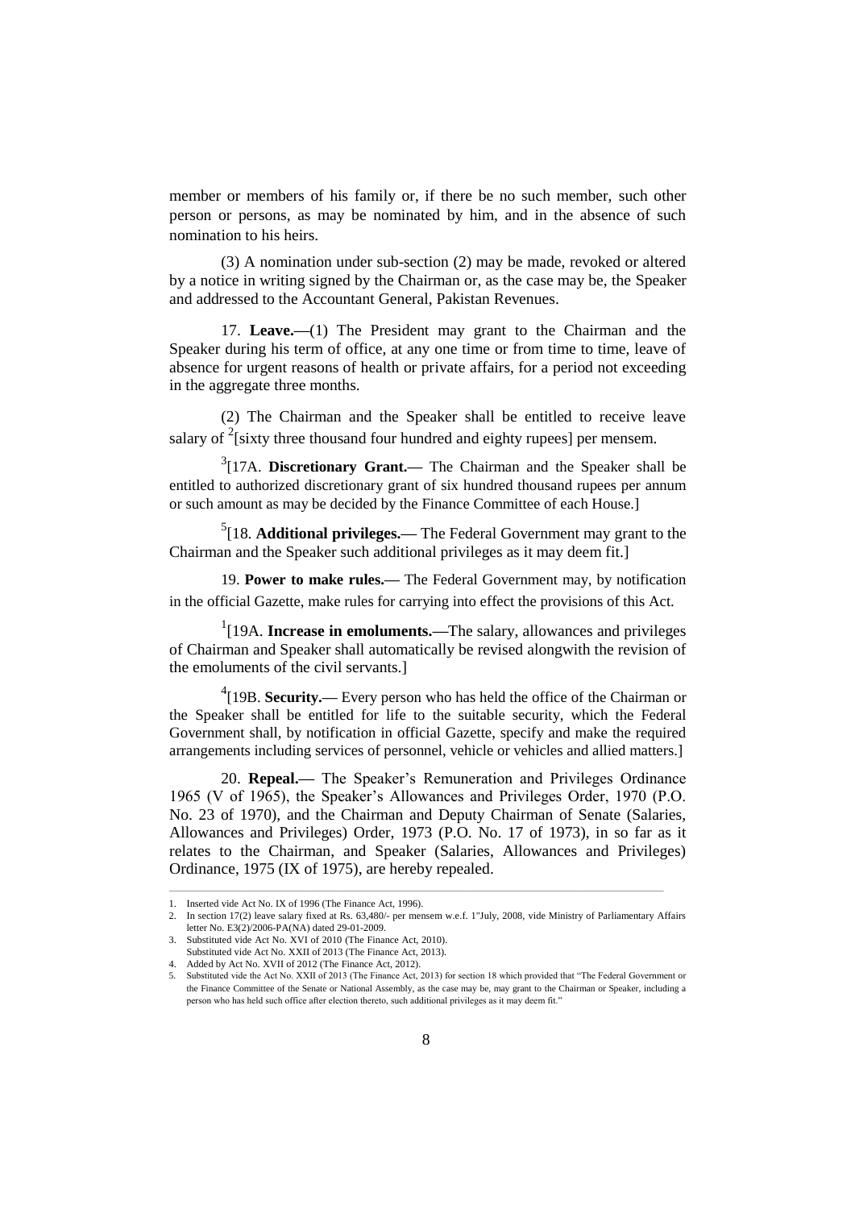member or members of his family or, if there be no such member, such other person or persons, as may be nominated by him, and in the absence of such nomination to his heirs.

(3) A nomination under sub-section (2) may be made, revoked or altered by a notice in writing signed by the Chairman or, as the case may be, the Speaker and addressed to the Accountant General, Pakistan Revenues.

17. **Leave.—**(1) The President may grant to the Chairman and the Speaker during his term of office, at any one time or from time to time, leave of absence for urgent reasons of health or private affairs, for a period not exceeding in the aggregate three months.

(2) The Chairman and the Speaker shall be entitled to receive leave salary of [2][sixty three thousand four hundred and eighty rupees] per mensem.

[3][17A. **Discretionary Grant.—** The Chairman and the Speaker shall be entitled to authorized discretionary grant of six hundred thousand rupees per annum or such amount as may be decided by the Finance Committee of each House.]

[5][18. **Additional privileges.—** The Federal Government may grant to the Chairman and the Speaker such additional privileges as it may deem fit.]

19. **Power to make rules.—** The Federal Government may, by notification in the official Gazette, make rules for carrying into effect the provisions of this Act.

[1][19A. **Increase in emoluments.—**The salary, allowances and privileges of Chairman and Speaker shall automatically be revised alongwith the revision of the emoluments of the civil servants.]

[4][19B. **Security.—** Every person who has held the office of the Chairman or the Speaker shall be entitled for life to the suitable security, which the Federal Government shall, by notification in official Gazette, specify and make the required arrangements including services of personnel, vehicle or vehicles and allied matters.]

20. **Repeal.—** The Speaker's Remuneration and Privileges Ordinance 1965 (V of 1965), the Speaker's Allowances and Privileges Order, 1970 (P.O. No. 23 of 1970), and the Chairman and Deputy Chairman of Senate (Salaries, Allowances and Privileges) Order, 1973 (P.O. No. 17 of 1973), in so far as it relates to the Chairman, and Speaker (Salaries, Allowances and Privileges) Ordinance, 1975 (IX of 1975), are hereby repealed.

---

1. Inserted vide Act No. IX of 1996 (The Finance Act, 1996).
2. In section 17(2) leave salary fixed at Rs. 63,480/- per mensem w.e.f. 1stJuly, 2008, vide Ministry of Parliamentary Affairs letter No. E3(2)/2006-PA(NA) dated 29-01-2009.
3. Substituted vide Act No. XVI of 2010 (The Finance Act, 2010).
   Substituted vide Act No. XXII of 2013 (The Finance Act, 2013).
4. Added by Act No. XVII of 2012 (The Finance Act, 2012).
5. Substituted vide the Act No. XXII of 2013 (The Finance Act, 2013) for section 18 which provided that "The Federal Government or the Finance Committee of the Senate or National Assembly, as the case may be, may grant to the Chairman or Speaker, including a person who has held such office after election thereto, such additional privileges as it may deem fit."